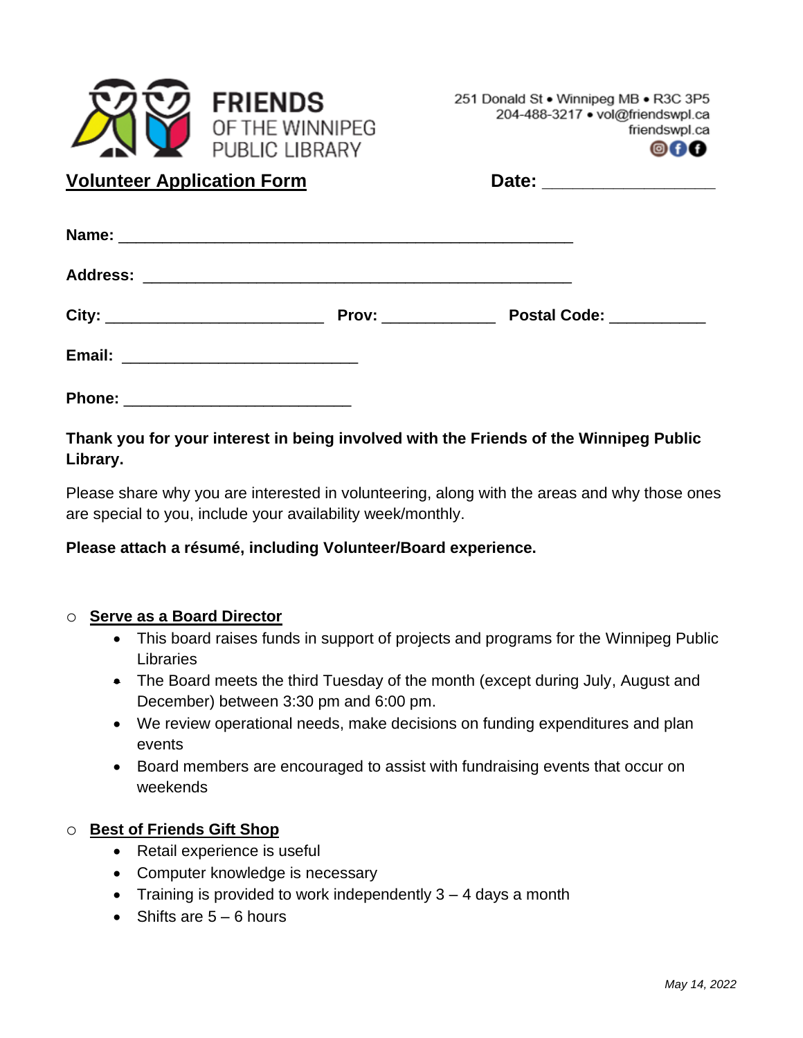**FRIENDS** OF THE WINNIPEG PUBLIC LIBRARY

251 Donald St • Winnipeg MB • R3C 3P5
204-488-3217 • vol@friendswpl.ca
friendswpl.ca

## Volunteer Application Form

**Date:** ___________________

**Name:** __________________________________________________

**Address:** _______________________________________________

**City:** ________________________ **Prov:** ____________ **Postal Code:** ___________

**Email:** __________________________

**Phone:** _________________________

**Thank you for your interest in being involved with the Friends of the Winnipeg Public Library.**

Please share why you are interested in volunteering, along with the areas and why those ones are special to you, include your availability week/monthly.

**Please attach a résumé, including Volunteer/Board experience.**

- ○ **Serve as a Board Director**
  - This board raises funds in support of projects and programs for the Winnipeg Public Libraries
  - The Board meets the third Tuesday of the month (except during July, August and December) between 3:30 pm and 6:00 pm.
  - We review operational needs, make decisions on funding expenditures and plan events
  - Board members are encouraged to assist with fundraising events that occur on weekends

- ○ **Best of Friends Gift Shop**
  - Retail experience is useful
  - Computer knowledge is necessary
  - Training is provided to work independently 3 – 4 days a month
  - Shifts are 5 – 6 hours

*May 14, 2022*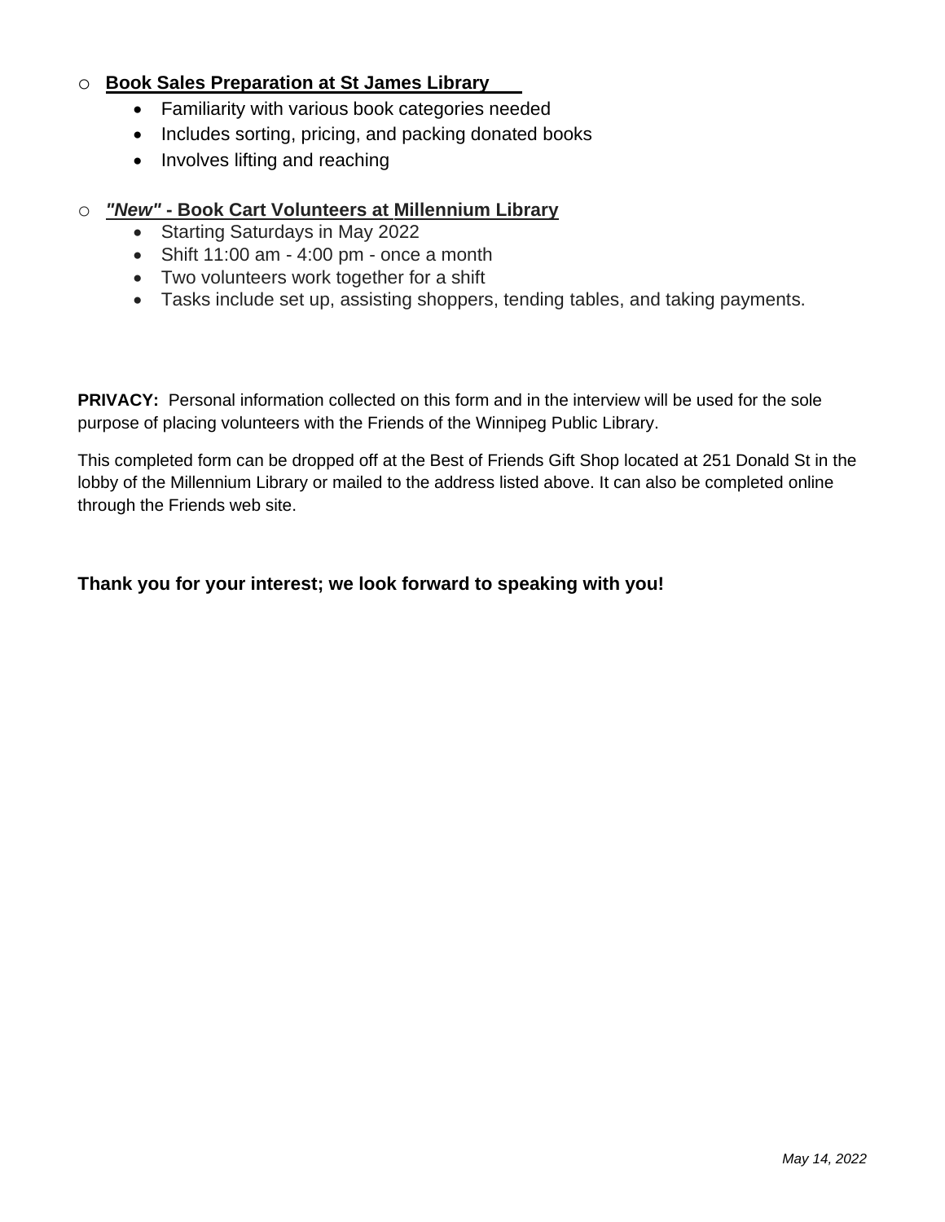- **Book Sales Preparation at St James Library**
  - Familiarity with various book categories needed
  - Includes sorting, pricing, and packing donated books
  - Involves lifting and reaching

- ***"New"* - Book Cart Volunteers at Millennium Library**
  - Starting Saturdays in May 2022
  - Shift 11:00 am - 4:00 pm - once a month
  - Two volunteers work together for a shift
  - Tasks include set up, assisting shoppers, tending tables, and taking payments.

**PRIVACY:** Personal information collected on this form and in the interview will be used for the sole purpose of placing volunteers with the Friends of the Winnipeg Public Library.

This completed form can be dropped off at the Best of Friends Gift Shop located at 251 Donald St in the lobby of the Millennium Library or mailed to the address listed above. It can also be completed online through the Friends web site.

**Thank you for your interest; we look forward to speaking with you!**

*May 14, 2022*